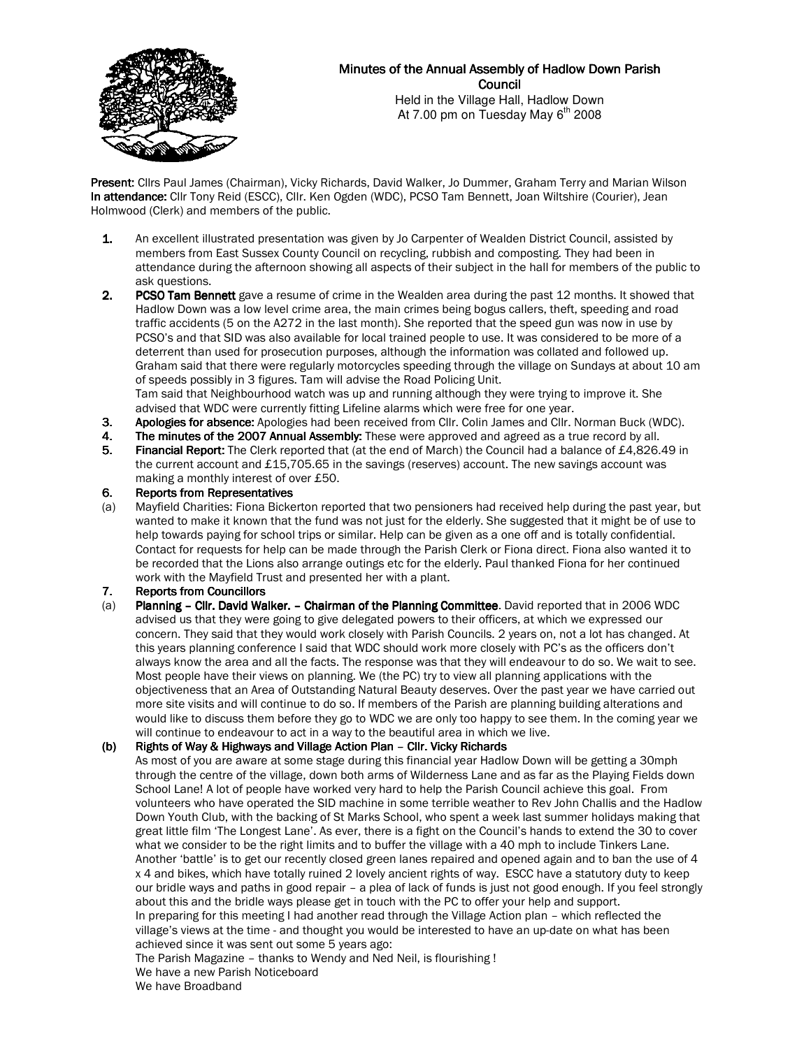# Minutes of the Annual Assembly of Hadlow Down Parish Council

Held in the Village Hall, Hadlow Down
At 7.00 pm on Tuesday May 6th 2008

**Present:** Cllrs Paul James (Chairman), Vicky Richards, David Walker, Jo Dummer, Graham Terry and Marian Wilson
**In attendance:** Cllr Tony Reid (ESCC), Cllr. Ken Ogden (WDC), PCSO Tam Bennett, Joan Wiltshire (Courier), Jean Holmwood (Clerk) and members of the public.

**1.** An excellent illustrated presentation was given by Jo Carpenter of Wealden District Council, assisted by members from East Sussex County Council on recycling, rubbish and composting. They had been in attendance during the afternoon showing all aspects of their subject in the hall for members of the public to ask questions.

**2.** **PCSO Tam Bennett** gave a resume of crime in the Wealden area during the past 12 months. It showed that Hadlow Down was a low level crime area, the main crimes being bogus callers, theft, speeding and road traffic accidents (5 on the A272 in the last month). She reported that the speed gun was now in use by PCSO's and that SID was also available for local trained people to use. It was considered to be more of a deterrent than used for prosecution purposes, although the information was collated and followed up. Graham said that there were regularly motorcycles speeding through the village on Sundays at about 10 am of speeds possibly in 3 figures. Tam will advise the Road Policing Unit.
Tam said that Neighbourhood watch was up and running although they were trying to improve it. She advised that WDC were currently fitting Lifeline alarms which were free for one year.

**3.** **Apologies for absence:** Apologies had been received from Cllr. Colin James and Cllr. Norman Buck (WDC).

**4.** **The minutes of the 2007 Annual Assembly:** These were approved and agreed as a true record by all.

**5.** **Financial Report:** The Clerk reported that (at the end of March) the Council had a balance of £4,826.49 in the current account and £15,705.65 in the savings (reserves) account. The new savings account was making a monthly interest of over £50.

**6.** **Reports from Representatives**

(a) Mayfield Charities: Fiona Bickerton reported that two pensioners had received help during the past year, but wanted to make it known that the fund was not just for the elderly. She suggested that it might be of use to help towards paying for school trips or similar. Help can be given as a one off and is totally confidential. Contact for requests for help can be made through the Parish Clerk or Fiona direct. Fiona also wanted it to be recorded that the Lions also arrange outings etc for the elderly. Paul thanked Fiona for her continued work with the Mayfield Trust and presented her with a plant.

**7.** **Reports from Councillors**

(a) **Planning – Cllr. David Walker. – Chairman of the Planning Committee**. David reported that in 2006 WDC advised us that they were going to give delegated powers to their officers, at which we expressed our concern. They said that they would work closely with Parish Councils. 2 years on, not a lot has changed. At this years planning conference I said that WDC should work more closely with PC's as the officers don't always know the area and all the facts. The response was that they will endeavour to do so. We wait to see. Most people have their views on planning. We (the PC) try to view all planning applications with the objectiveness that an Area of Outstanding Natural Beauty deserves. Over the past year we have carried out more site visits and will continue to do so. If members of the Parish are planning building alterations and would like to discuss them before they go to WDC we are only too happy to see them. In the coming year we will continue to endeavour to act in a way to the beautiful area in which we live.

**(b)** **Rights of Way & Highways and Village Action Plan – Cllr. Vicky Richards**
As most of you are aware at some stage during this financial year Hadlow Down will be getting a 30mph through the centre of the village, down both arms of Wilderness Lane and as far as the Playing Fields down School Lane! A lot of people have worked very hard to help the Parish Council achieve this goal. From volunteers who have operated the SID machine in some terrible weather to Rev John Challis and the Hadlow Down Youth Club, with the backing of St Marks School, who spent a week last summer holidays making that great little film 'The Longest Lane'. As ever, there is a fight on the Council's hands to extend the 30 to cover what we consider to be the right limits and to buffer the village with a 40 mph to include Tinkers Lane. Another 'battle' is to get our recently closed green lanes repaired and opened again and to ban the use of 4 x 4 and bikes, which have totally ruined 2 lovely ancient rights of way. ESCC have a statutory duty to keep our bridle ways and paths in good repair – a plea of lack of funds is just not good enough. If you feel strongly about this and the bridle ways please get in touch with the PC to offer your help and support.
In preparing for this meeting I had another read through the Village Action plan – which reflected the village's views at the time - and thought you would be interested to have an up-date on what has been achieved since it was sent out some 5 years ago:
The Parish Magazine – thanks to Wendy and Ned Neil, is flourishing !
We have a new Parish Noticeboard
We have Broadband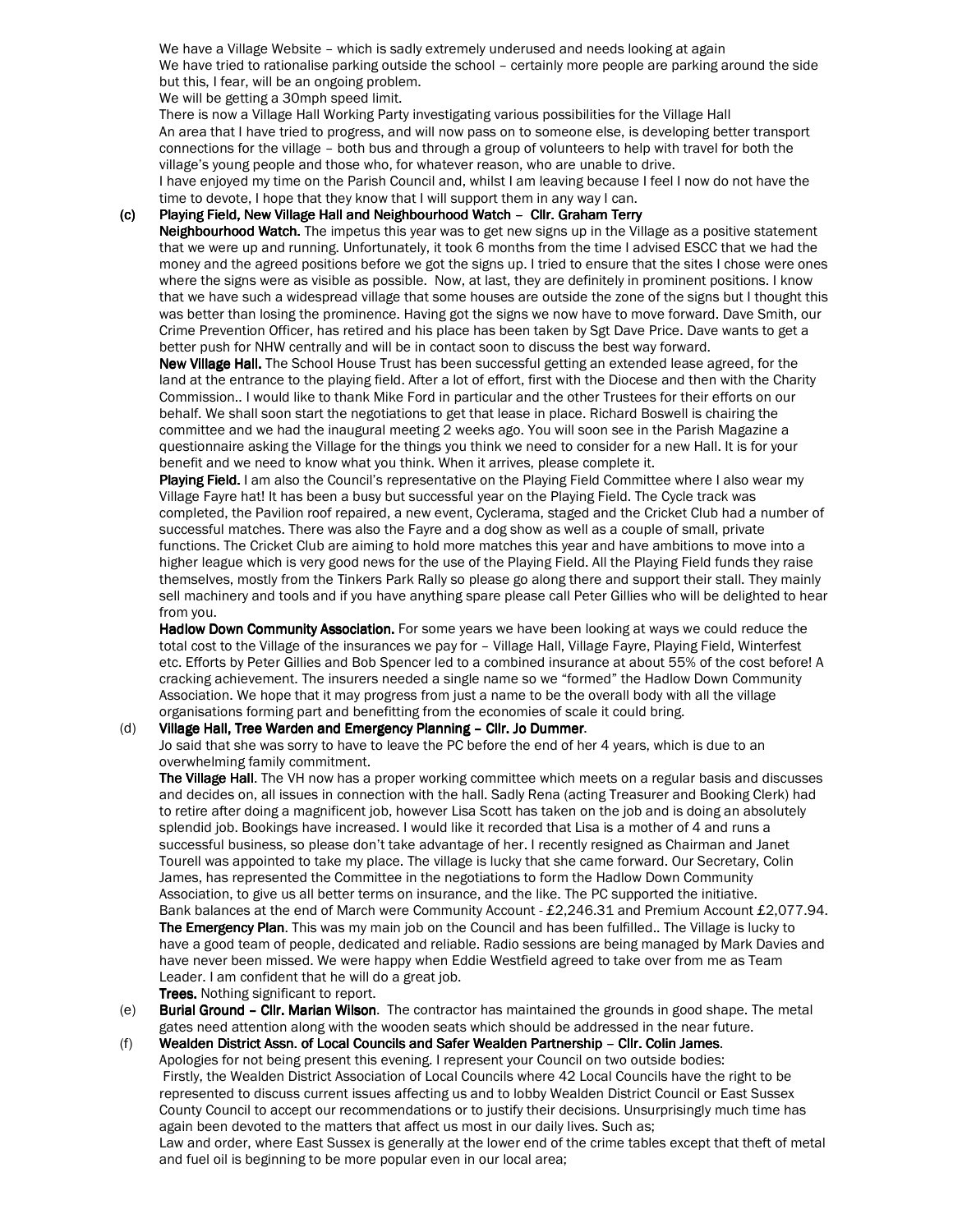We have a Village Website – which is sadly extremely underused and needs looking at again
We have tried to rationalise parking outside the school – certainly more people are parking around the side but this, I fear, will be an ongoing problem.
We will be getting a 30mph speed limit.
There is now a Village Hall Working Party investigating various possibilities for the Village Hall
An area that I have tried to progress, and will now pass on to someone else, is developing better transport connections for the village – both bus and through a group of volunteers to help with travel for both the village's young people and those who, for whatever reason, who are unable to drive.
I have enjoyed my time on the Parish Council and, whilst I am leaving because I feel I now do not have the time to devote, I hope that they know that I will support them in any way I can.

**(c) Playing Field, New Village Hall and Neighbourhood Watch – Cllr. Graham Terry**

**Neighbourhood Watch.** The impetus this year was to get new signs up in the Village as a positive statement that we were up and running. Unfortunately, it took 6 months from the time I advised ESCC that we had the money and the agreed positions before we got the signs up. I tried to ensure that the sites I chose were ones where the signs were as visible as possible. Now, at last, they are definitely in prominent positions. I know that we have such a widespread village that some houses are outside the zone of the signs but I thought this was better than losing the prominence. Having got the signs we now have to move forward. Dave Smith, our Crime Prevention Officer, has retired and his place has been taken by Sgt Dave Price. Dave wants to get a better push for NHW centrally and will be in contact soon to discuss the best way forward.

**New Village Hall.** The School House Trust has been successful getting an extended lease agreed, for the land at the entrance to the playing field. After a lot of effort, first with the Diocese and then with the Charity Commission.. I would like to thank Mike Ford in particular and the other Trustees for their efforts on our behalf. We shall soon start the negotiations to get that lease in place. Richard Boswell is chairing the committee and we had the inaugural meeting 2 weeks ago. You will soon see in the Parish Magazine a questionnaire asking the Village for the things you think we need to consider for a new Hall. It is for your benefit and we need to know what you think. When it arrives, please complete it.

**Playing Field.** I am also the Council's representative on the Playing Field Committee where I also wear my Village Fayre hat! It has been a busy but successful year on the Playing Field. The Cycle track was completed, the Pavilion roof repaired, a new event, Cyclerama, staged and the Cricket Club had a number of successful matches. There was also the Fayre and a dog show as well as a couple of small, private functions. The Cricket Club are aiming to hold more matches this year and have ambitions to move into a higher league which is very good news for the use of the Playing Field. All the Playing Field funds they raise themselves, mostly from the Tinkers Park Rally so please go along there and support their stall. They mainly sell machinery and tools and if you have anything spare please call Peter Gillies who will be delighted to hear from you.

**Hadlow Down Community Association.** For some years we have been looking at ways we could reduce the total cost to the Village of the insurances we pay for – Village Hall, Village Fayre, Playing Field, Winterfest etc. Efforts by Peter Gillies and Bob Spencer led to a combined insurance at about 55% of the cost before! A cracking achievement. The insurers needed a single name so we "formed" the Hadlow Down Community Association. We hope that it may progress from just a name to be the overall body with all the village organisations forming part and benefitting from the economies of scale it could bring.

**(d) Village Hall, Tree Warden and Emergency Planning – Cllr. Jo Dummer.**

Jo said that she was sorry to have to leave the PC before the end of her 4 years, which is due to an overwhelming family commitment.

**The Village Hall**. The VH now has a proper working committee which meets on a regular basis and discusses and decides on, all issues in connection with the hall. Sadly Rena (acting Treasurer and Booking Clerk) had to retire after doing a magnificent job, however Lisa Scott has taken on the job and is doing an absolutely splendid job. Bookings have increased. I would like it recorded that Lisa is a mother of 4 and runs a successful business, so please don't take advantage of her. I recently resigned as Chairman and Janet Tourell was appointed to take my place. The village is lucky that she came forward. Our Secretary, Colin James, has represented the Committee in the negotiations to form the Hadlow Down Community Association, to give us all better terms on insurance, and the like. The PC supported the initiative.
Bank balances at the end of March were Community Account - £2,246.31 and Premium Account £2,077.94.

**The Emergency Plan**. This was my main job on the Council and has been fulfilled.. The Village is lucky to have a good team of people, dedicated and reliable. Radio sessions are being managed by Mark Davies and have never been missed. We were happy when Eddie Westfield agreed to take over from me as Team Leader. I am confident that he will do a great job.

**Trees.** Nothing significant to report.

**(e) Burial Ground – Cllr. Marian Wilson**. The contractor has maintained the grounds in good shape. The metal gates need attention along with the wooden seats which should be addressed in the near future.

**(f) Wealden District Assn. of Local Councils and Safer Wealden Partnership – Cllr. Colin James.**

Apologies for not being present this evening. I represent your Council on two outside bodies:
Firstly, the Wealden District Association of Local Councils where 42 Local Councils have the right to be represented to discuss current issues affecting us and to lobby Wealden District Council or East Sussex County Council to accept our recommendations or to justify their decisions. Unsurprisingly much time has again been devoted to the matters that affect us most in our daily lives. Such as;
Law and order, where East Sussex is generally at the lower end of the crime tables except that theft of metal and fuel oil is beginning to be more popular even in our local area;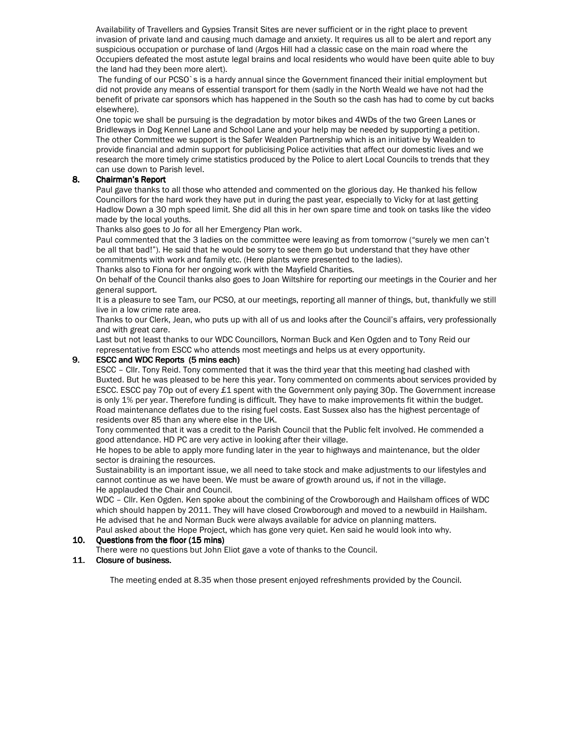Availability of Travellers and Gypsies Transit Sites are never sufficient or in the right place to prevent invasion of private land and causing much damage and anxiety. It requires us all to be alert and report any suspicious occupation or purchase of land (Argos Hill had a classic case on the main road where the Occupiers defeated the most astute legal brains and local residents who would have been quite able to buy the land had they been more alert).

The funding of our PCSO`s is a hardy annual since the Government financed their initial employment but did not provide any means of essential transport for them (sadly in the North Weald we have not had the benefit of private car sponsors which has happened in the South so the cash has had to come by cut backs elsewhere).

One topic we shall be pursuing is the degradation by motor bikes and 4WDs of the two Green Lanes or Bridleways in Dog Kennel Lane and School Lane and your help may be needed by supporting a petition.

The other Committee we support is the Safer Wealden Partnership which is an initiative by Wealden to provide financial and admin support for publicising Police activities that affect our domestic lives and we research the more timely crime statistics produced by the Police to alert Local Councils to trends that they can use down to Parish level.

## 8. Chairman's Report

Paul gave thanks to all those who attended and commented on the glorious day. He thanked his fellow Councillors for the hard work they have put in during the past year, especially to Vicky for at last getting Hadlow Down a 30 mph speed limit. She did all this in her own spare time and took on tasks like the video made by the local youths.

Thanks also goes to Jo for all her Emergency Plan work.

Paul commented that the 3 ladies on the committee were leaving as from tomorrow ("surely we men can't be all that bad!"). He said that he would be sorry to see them go but understand that they have other commitments with work and family etc. (Here plants were presented to the ladies).

Thanks also to Fiona for her ongoing work with the Mayfield Charities.

On behalf of the Council thanks also goes to Joan Wiltshire for reporting our meetings in the Courier and her general support.

It is a pleasure to see Tam, our PCSO, at our meetings, reporting all manner of things, but, thankfully we still live in a low crime rate area.

Thanks to our Clerk, Jean, who puts up with all of us and looks after the Council's affairs, very professionally and with great care.

Last but not least thanks to our WDC Councillors, Norman Buck and Ken Ogden and to Tony Reid our representative from ESCC who attends most meetings and helps us at every opportunity.

## 9. ESCC and WDC Reports (5 mins each)

ESCC – Cllr. Tony Reid. Tony commented that it was the third year that this meeting had clashed with Buxted. But he was pleased to be here this year. Tony commented on comments about services provided by ESCC. ESCC pay 70p out of every £1 spent with the Government only paying 30p. The Government increase is only 1% per year. Therefore funding is difficult. They have to make improvements fit within the budget. Road maintenance deflates due to the rising fuel costs. East Sussex also has the highest percentage of residents over 85 than any where else in the UK.

Tony commented that it was a credit to the Parish Council that the Public felt involved. He commended a good attendance. HD PC are very active in looking after their village.

He hopes to be able to apply more funding later in the year to highways and maintenance, but the older sector is draining the resources.

Sustainability is an important issue, we all need to take stock and make adjustments to our lifestyles and cannot continue as we have been. We must be aware of growth around us, if not in the village.

He applauded the Chair and Council.

WDC – Cllr. Ken Ogden. Ken spoke about the combining of the Crowborough and Hailsham offices of WDC which should happen by 2011. They will have closed Crowborough and moved to a newbuild in Hailsham. He advised that he and Norman Buck were always available for advice on planning matters.

Paul asked about the Hope Project, which has gone very quiet. Ken said he would look into why.

## 10. Questions from the floor (15 mins)

There were no questions but John Eliot gave a vote of thanks to the Council.

## 11. Closure of business.

The meeting ended at 8.35 when those present enjoyed refreshments provided by the Council.